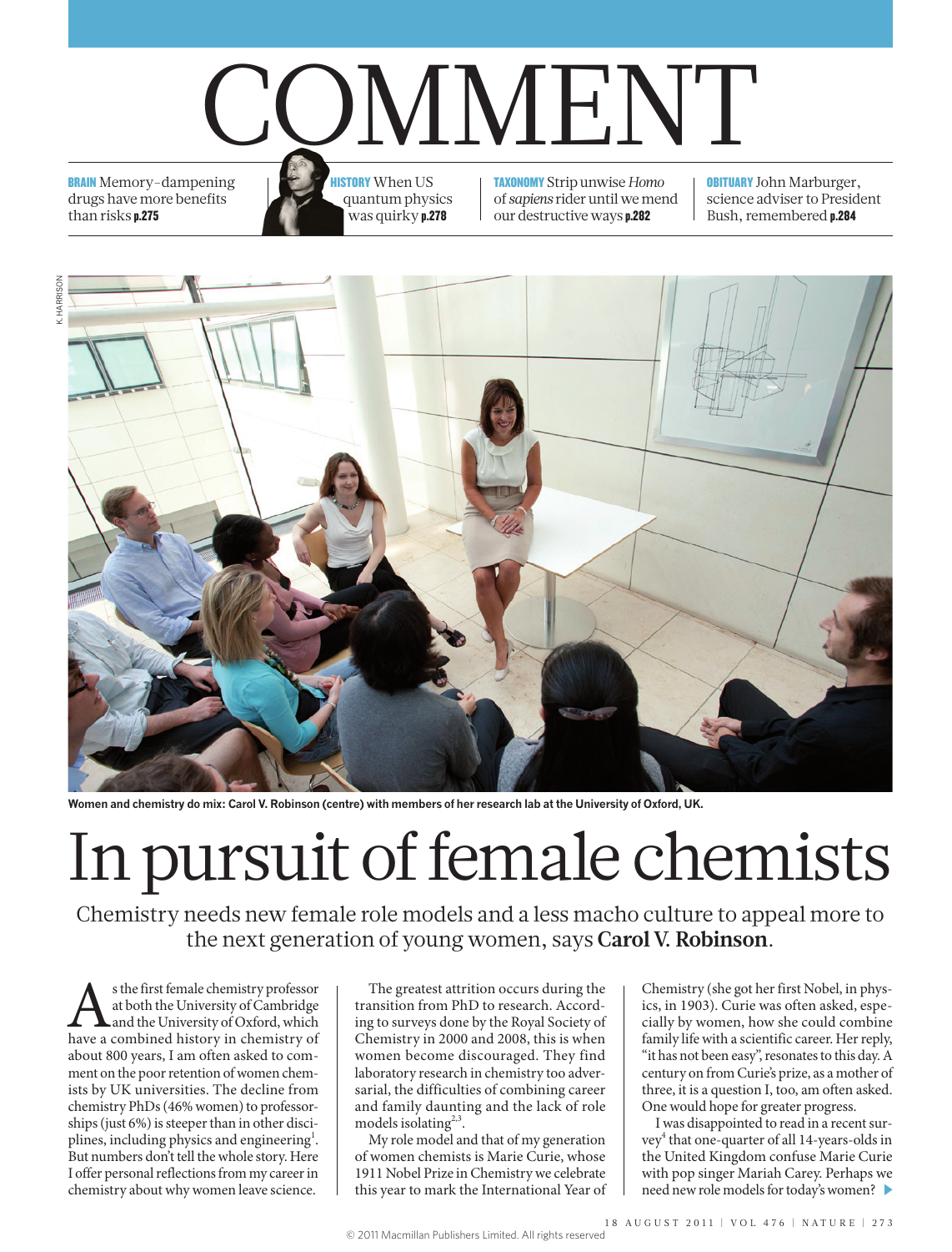# COMMENT

**BRAIN** Memory-dampening drugs have more benefits than risks **p.275**

**HISTORY** When US quantum physics was quirky **p.278**

**TAXONOMY** Strip unwise *Homo* of *sapiens* rider until we mend our destructive ways **p.282**

**OBITUARY** John Marburger, science adviser to President Bush, remembered **p.284**

K. HARRISON

**Women and chemistry do mix: Carol V. Robinson (centre) with members of her research lab at the University of Oxford, UK.**

# In pursuit of female chemists

Chemistry needs new female role models and a less macho culture to appeal more to the next generation of young women, says **Carol V. Robinson**.

As the first female chemistry professor at both the University of Cambridge and the University of Oxford, which have a combined history in chemistry of about 800 years, I am often asked to comment on the poor retention of women chemists by UK universities. The decline from chemistry PhDs (46% women) to professorships (just 6%) is steeper than in other disciplines, including physics and engineering[1]. But numbers don't tell the whole story. Here I offer personal reflections from my career in chemistry about why women leave science.

The greatest attrition occurs during the transition from PhD to research. According to surveys done by the Royal Society of Chemistry in 2000 and 2008, this is when women become discouraged. They find laboratory research in chemistry too adversarial, the difficulties of combining career and family daunting and the lack of role models isolating[2,3].

My role model and that of my generation of women chemists is Marie Curie, whose 1911 Nobel Prize in Chemistry we celebrate this year to mark the International Year of Chemistry (she got her first Nobel, in physics, in 1903). Curie was often asked, especially by women, how she could combine family life with a scientific career. Her reply, "it has not been easy", resonates to this day. A century on from Curie's prize, as a mother of three, it is a question I, too, am often asked. One would hope for greater progress.

I was disappointed to read in a recent survey[4] that one-quarter of all 14-years-olds in the United Kingdom confuse Marie Curie with pop singer Mariah Carey. Perhaps we need new role models for today's women? ▶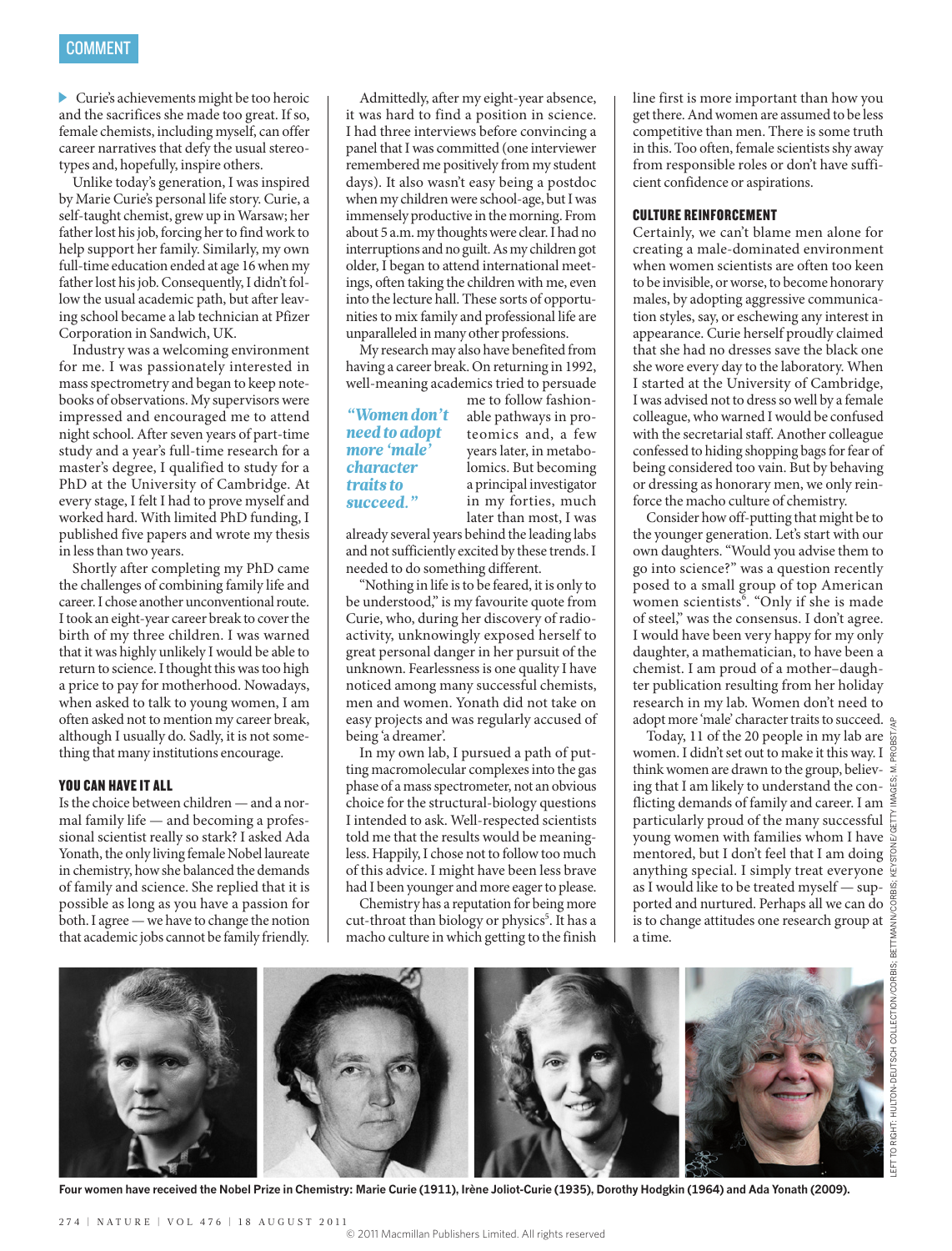Curie's achievements might be too heroic and the sacrifices she made too great. If so, female chemists, including myself, can offer career narratives that defy the usual stereotypes and, hopefully, inspire others.

Unlike today's generation, I was inspired by Marie Curie's personal life story. Curie, a self-taught chemist, grew up in Warsaw; her father lost his job, forcing her to find work to help support her family. Similarly, my own full-time education ended at age 16 when my father lost his job. Consequently, I didn't follow the usual academic path, but after leaving school became a lab technician at Pfizer Corporation in Sandwich, UK.

Industry was a welcoming environment for me. I was passionately interested in mass spectrometry and began to keep notebooks of observations. My supervisors were impressed and encouraged me to attend night school. After seven years of part-time study and a year's full-time research for a master's degree, I qualified to study for a PhD at the University of Cambridge. At every stage, I felt I had to prove myself and worked hard. With limited PhD funding, I published five papers and wrote my thesis in less than two years.

Shortly after completing my PhD came the challenges of combining family life and career. I chose another unconventional route. I took an eight-year career break to cover the birth of my three children. I was warned that it was highly unlikely I would be able to return to science. I thought this was too high a price to pay for motherhood. Nowadays, when asked to talk to young women, I am often asked not to mention my career break, although I usually do. Sadly, it is not something that many institutions encourage.

## YOU CAN HAVE IT ALL

Is the choice between children — and a normal family life — and becoming a professional scientist really so stark? I asked Ada Yonath, the only living female Nobel laureate in chemistry, how she balanced the demands of family and science. She replied that it is possible as long as you have a passion for both. I agree — we have to change the notion that academic jobs cannot be family friendly.

Admittedly, after my eight-year absence, it was hard to find a position in science. I had three interviews before convincing a panel that I was committed (one interviewer remembered me positively from my student days). It also wasn't easy being a postdoc when my children were school-age, but I was immensely productive in the morning. From about 5 a.m. my thoughts were clear. I had no interruptions and no guilt. As my children got older, I began to attend international meetings, often taking the children with me, even into the lecture hall. These sorts of opportunities to mix family and professional life are unparalleled in many other professions.

My research may also have benefited from having a career break. On returning in 1992, well-meaning academics tried to persuade me to follow fashionable pathways in proteomics and, a few years later, in metabolomics. But becoming a principal investigator in my forties, much later than most, I was already several years behind the leading labs and not sufficiently excited by these trends. I needed to do something different.

*"Women don't need to adopt more 'male' character traits to succeed."*

"Nothing in life is to be feared, it is only to be understood," is my favourite quote from Curie, who, during her discovery of radioactivity, unknowingly exposed herself to great personal danger in her pursuit of the unknown. Fearlessness is one quality I have noticed among many successful chemists, men and women. Yonath did not take on easy projects and was regularly accused of being 'a dreamer'.

In my own lab, I pursued a path of putting macromolecular complexes into the gas phase of a mass spectrometer, not an obvious choice for the structural-biology questions I intended to ask. Well-respected scientists told me that the results would be meaningless. Happily, I chose not to follow too much of this advice. I might have been less brave had I been younger and more eager to please.

Chemistry has a reputation for being more cut-throat than biology or physics[5]. It has a macho culture in which getting to the finish line first is more important than how you get there. And women are assumed to be less competitive than men. There is some truth in this. Too often, female scientists shy away from responsible roles or don't have sufficient confidence or aspirations.

## CULTURE REINFORCEMENT

Certainly, we can't blame men alone for creating a male-dominated environment when women scientists are often too keen to be invisible, or worse, to become honorary males, by adopting aggressive communication styles, say, or eschewing any interest in appearance. Curie herself proudly claimed that she had no dresses save the black one she wore every day to the laboratory. When I started at the University of Cambridge, I was advised not to dress so well by a female colleague, who warned I would be confused with the secretarial staff. Another colleague confessed to hiding shopping bags for fear of being considered too vain. But by behaving or dressing as honorary men, we only reinforce the macho culture of chemistry.

Consider how off-putting that might be to the younger generation. Let's start with our own daughters. "Would you advise them to go into science?" was a question recently posed to a small group of top American women scientists[6]. "Only if she is made of steel," was the consensus. I don't agree. I would have been very happy for my only daughter, a mathematician, to have been a chemist. I am proud of a mother–daughter publication resulting from her holiday research in my lab. Women don't need to adopt more 'male' character traits to succeed.

Today, 11 of the 20 people in my lab are women. I didn't set out to make it this way. I think women are drawn to the group, believing that I am likely to understand the conflicting demands of family and career. I am particularly proud of the many successful young women with families whom I have mentored, but I don't feel that I am doing anything special. I simply treat everyone as I would like to be treated myself — supported and nurtured. Perhaps all we can do is to change attitudes one research group at a time.

Four women have received the Nobel Prize in Chemistry: Marie Curie (1911), Irène Joliot-Curie (1935), Dorothy Hodgkin (1964) and Ada Yonath (2009).

LEFT TO RIGHT: HULTON-DEUTSCH COLLECTION/CORBIS; BETTMANN/CORBIS; KEYSTONE/GETTY IMAGES; M. PROBST/AP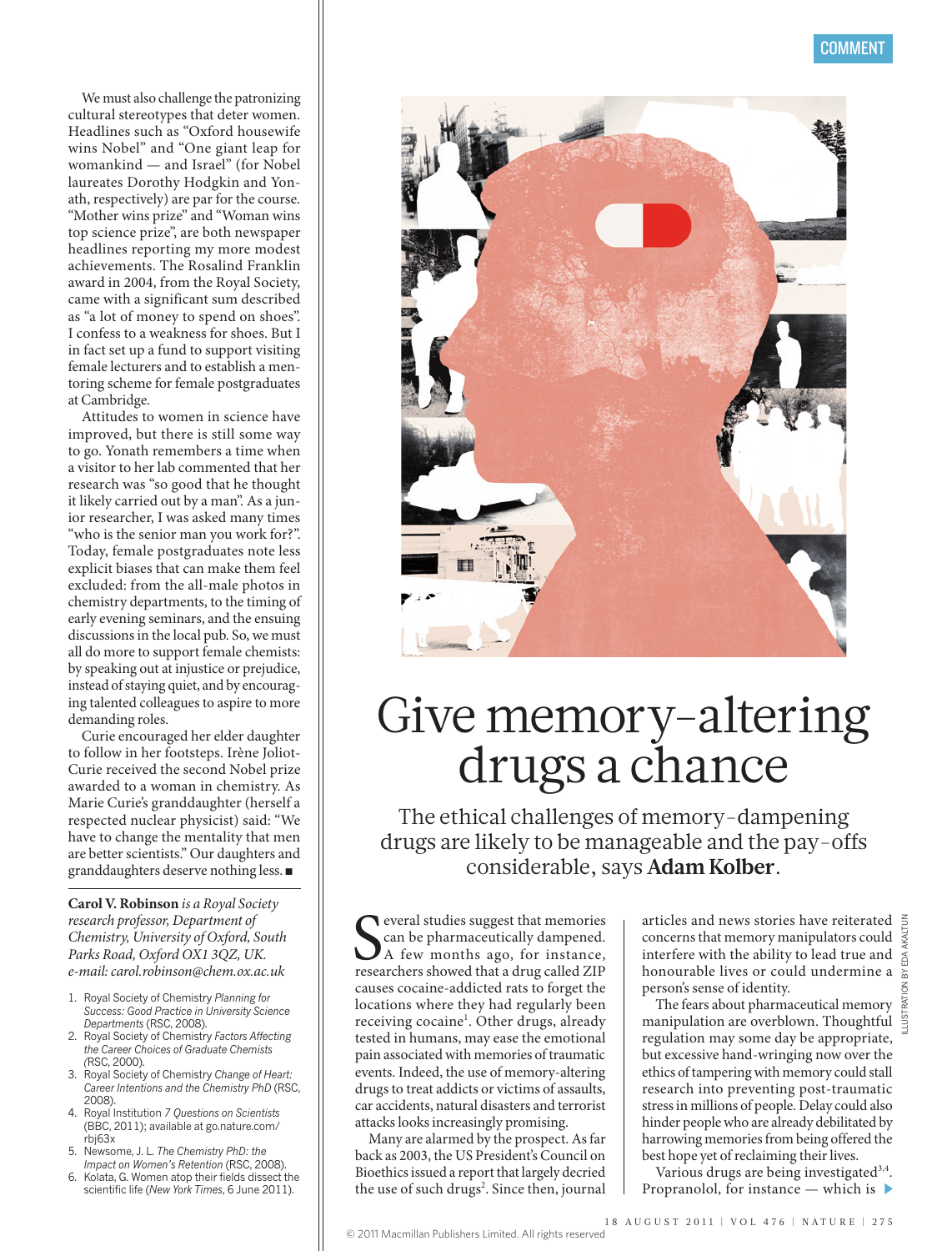We must also challenge the patronizing cultural stereotypes that deter women. Headlines such as "Oxford housewife wins Nobel" and "One giant leap for womankind — and Israel" (for Nobel laureates Dorothy Hodgkin and Yonath, respectively) are par for the course. "Mother wins prize" and "Woman wins top science prize", are both newspaper headlines reporting my more modest achievements. The Rosalind Franklin award in 2004, from the Royal Society, came with a significant sum described as "a lot of money to spend on shoes". I confess to a weakness for shoes. But I in fact set up a fund to support visiting female lecturers and to establish a mentoring scheme for female postgraduates at Cambridge.

Attitudes to women in science have improved, but there is still some way to go. Yonath remembers a time when a visitor to her lab commented that her research was "so good that he thought it likely carried out by a man". As a junior researcher, I was asked many times "who is the senior man you work for?". Today, female postgraduates note less explicit biases that can make them feel excluded: from the all-male photos in chemistry departments, to the timing of early evening seminars, and the ensuing discussions in the local pub. So, we must all do more to support female chemists: by speaking out at injustice or prejudice, instead of staying quiet, and by encouraging talented colleagues to aspire to more demanding roles.

Curie encouraged her elder daughter to follow in her footsteps. Irène Joliot-Curie received the second Nobel prize awarded to a woman in chemistry. As Marie Curie's granddaughter (herself a respected nuclear physicist) said: "We have to change the mentality that men are better scientists." Our daughters and granddaughters deserve nothing less. ■

**Carol V. Robinson** *is a Royal Society research professor, Department of Chemistry, University of Oxford, South Parks Road, Oxford OX1 3QZ, UK.*
*e-mail: carol.robinson@chem.ox.ac.uk*

1. Royal Society of Chemistry *Planning for Success: Good Practice in University Science Departments* (RSC, 2008).
2. Royal Society of Chemistry *Factors Affecting the Career Choices of Graduate Chemists* (RSC, 2000).
3. Royal Society of Chemistry *Change of Heart: Career Intentions and the Chemistry PhD* (RSC, 2008).
4. Royal Institution *7 Questions on Scientists* (BBC, 2011); available at go.nature.com/rbj63x
5. Newsome, J. L. *The Chemistry PhD: the Impact on Women's Retention* (RSC, 2008).
6. Kolata, G. Women atop their fields dissect the scientific life (*New York Times*, 6 June 2011).

# Give memory-altering drugs a chance

The ethical challenges of memory-dampening drugs are likely to be manageable and the pay-offs considerable, says **Adam Kolber**.

ILLUSTRATION BY EDA AKALTUN

Several studies suggest that memories can be pharmaceutically dampened. A few months ago, for instance, researchers showed that a drug called ZIP causes cocaine-addicted rats to forget the locations where they had regularly been receiving cocaine[1]. Other drugs, already tested in humans, may ease the emotional pain associated with memories of traumatic events. Indeed, the use of memory-altering drugs to treat addicts or victims of assaults, car accidents, natural disasters and terrorist attacks looks increasingly promising.

Many are alarmed by the prospect. As far back as 2003, the US President's Council on Bioethics issued a report that largely decried the use of such drugs[2]. Since then, journal articles and news stories have reiterated concerns that memory manipulators could interfere with the ability to lead true and honourable lives or could undermine a person's sense of identity.

The fears about pharmaceutical memory manipulation are overblown. Thoughtful regulation may some day be appropriate, but excessive hand-wringing now over the ethics of tampering with memory could stall research into preventing post-traumatic stress in millions of people. Delay could also hinder people who are already debilitated by harrowing memories from being offered the best hope yet of reclaiming their lives.

Various drugs are being investigated[3,4]. Propranolol, for instance — which is ▶